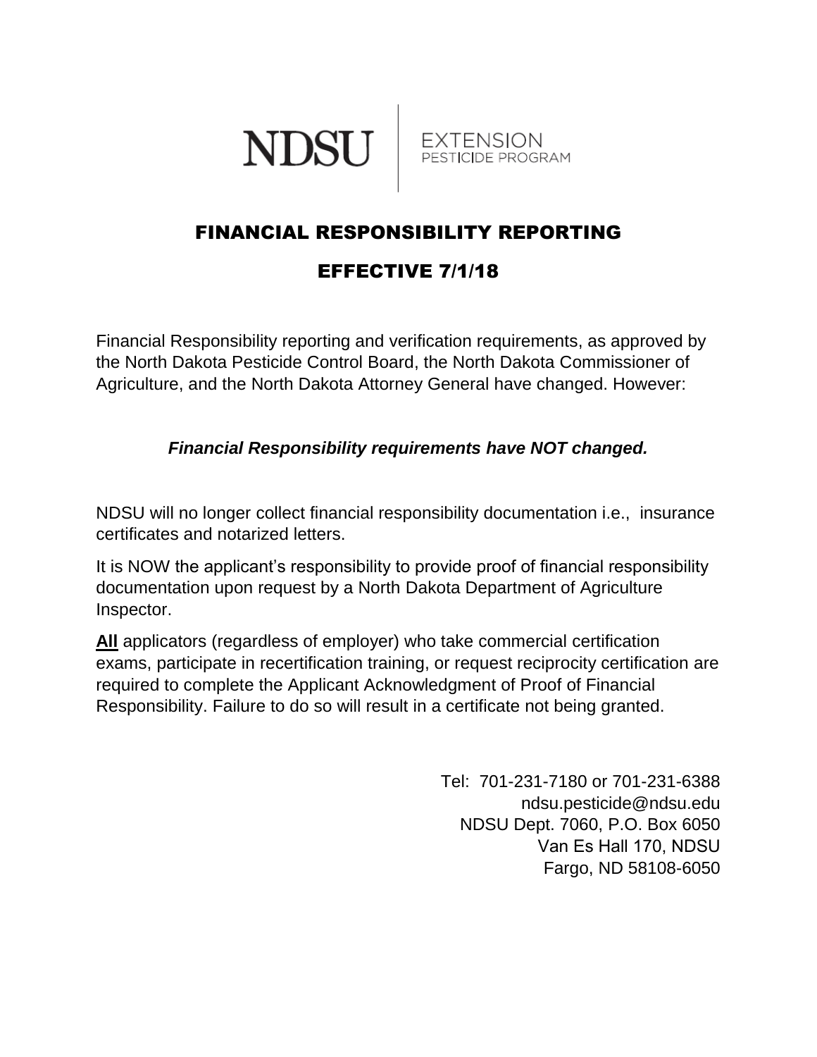NDSU | EXTENSION PESTICIDE PROGRAM

# FINANCIAL RESPONSIBILITY REPORTING

## EFFECTIVE 7/1/18

Financial Responsibility reporting and verification requirements, as approved by the North Dakota Pesticide Control Board, the North Dakota Commissioner of Agriculture, and the North Dakota Attorney General have changed. However:

***Financial Responsibility requirements have NOT changed.***

NDSU will no longer collect financial responsibility documentation i.e., insurance certificates and notarized letters.

It is NOW the applicant's responsibility to provide proof of financial responsibility documentation upon request by a North Dakota Department of Agriculture Inspector.

**All** applicators (regardless of employer) who take commercial certification exams, participate in recertification training, or request reciprocity certification are required to complete the Applicant Acknowledgment of Proof of Financial Responsibility. Failure to do so will result in a certificate not being granted.

Tel: 701-231-7180 or 701-231-6388
ndsu.pesticide@ndsu.edu
NDSU Dept. 7060, P.O. Box 6050
Van Es Hall 170, NDSU
Fargo, ND 58108-6050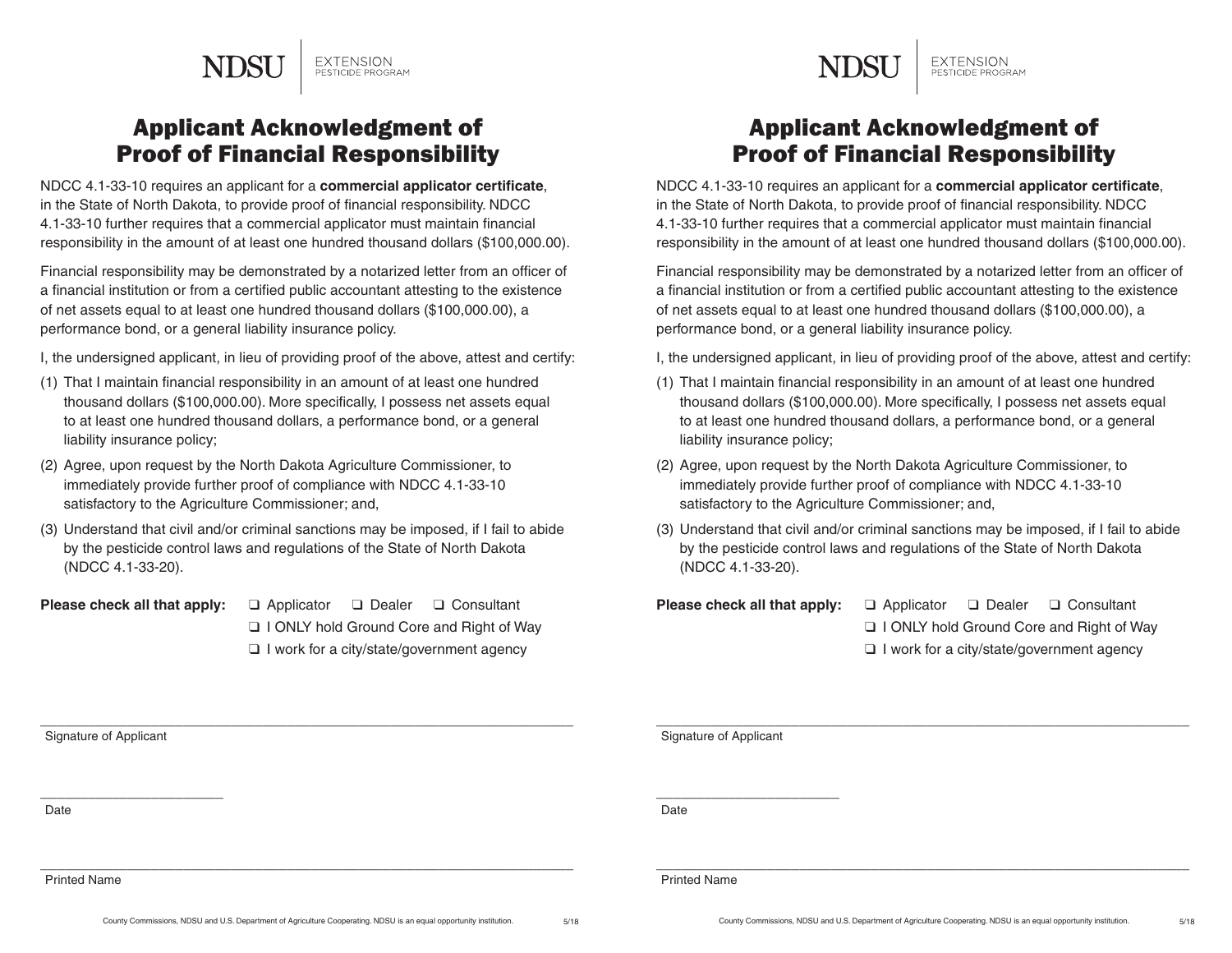NDSU | EXTENSION PESTICIDE PROGRAM

# Applicant Acknowledgment of Proof of Financial Responsibility

NDCC 4.1-33-10 requires an applicant for a **commercial applicator certificate**, in the State of North Dakota, to provide proof of financial responsibility. NDCC 4.1-33-10 further requires that a commercial applicator must maintain financial responsibility in the amount of at least one hundred thousand dollars ($100,000.00).

Financial responsibility may be demonstrated by a notarized letter from an officer of a financial institution or from a certified public accountant attesting to the existence of net assets equal to at least one hundred thousand dollars ($100,000.00), a performance bond, or a general liability insurance policy.

I, the undersigned applicant, in lieu of providing proof of the above, attest and certify:

(1) That I maintain financial responsibility in an amount of at least one hundred thousand dollars ($100,000.00). More specifically, I possess net assets equal to at least one hundred thousand dollars, a performance bond, or a general liability insurance policy;

(2) Agree, upon request by the North Dakota Agriculture Commissioner, to immediately provide further proof of compliance with NDCC 4.1-33-10 satisfactory to the Agriculture Commissioner; and,

(3) Understand that civil and/or criminal sanctions may be imposed, if I fail to abide by the pesticide control laws and regulations of the State of North Dakota (NDCC 4.1-33-20).

**Please check all that apply:** ❑ Applicator ❑ Dealer ❑ Consultant
❑ I ONLY hold Ground Core and Right of Way
❑ I work for a city/state/government agency

\_\_\_\_\_\_\_\_\_\_\_\_\_\_\_\_\_\_\_\_\_\_\_\_\_\_\_\_\_\_\_\_\_\_\_\_\_\_\_\_
Signature of Applicant

\_\_\_\_\_\_\_\_\_\_\_\_\_\_\_\_\_\_\_\_
Date

\_\_\_\_\_\_\_\_\_\_\_\_\_\_\_\_\_\_\_\_\_\_\_\_\_\_\_\_\_\_\_\_\_\_\_\_\_\_\_\_
Printed Name

County Commissions, NDSU and U.S. Department of Agriculture Cooperating. NDSU is an equal opportunity institution. 5/18

NDSU | EXTENSION PESTICIDE PROGRAM

# Applicant Acknowledgment of Proof of Financial Responsibility

NDCC 4.1-33-10 requires an applicant for a **commercial applicator certificate**, in the State of North Dakota, to provide proof of financial responsibility. NDCC 4.1-33-10 further requires that a commercial applicator must maintain financial responsibility in the amount of at least one hundred thousand dollars ($100,000.00).

Financial responsibility may be demonstrated by a notarized letter from an officer of a financial institution or from a certified public accountant attesting to the existence of net assets equal to at least one hundred thousand dollars ($100,000.00), a performance bond, or a general liability insurance policy.

I, the undersigned applicant, in lieu of providing proof of the above, attest and certify:

(1) That I maintain financial responsibility in an amount of at least one hundred thousand dollars ($100,000.00). More specifically, I possess net assets equal to at least one hundred thousand dollars, a performance bond, or a general liability insurance policy;

(2) Agree, upon request by the North Dakota Agriculture Commissioner, to immediately provide further proof of compliance with NDCC 4.1-33-10 satisfactory to the Agriculture Commissioner; and,

(3) Understand that civil and/or criminal sanctions may be imposed, if I fail to abide by the pesticide control laws and regulations of the State of North Dakota (NDCC 4.1-33-20).

**Please check all that apply:** ❑ Applicator ❑ Dealer ❑ Consultant
❑ I ONLY hold Ground Core and Right of Way
❑ I work for a city/state/government agency

\_\_\_\_\_\_\_\_\_\_\_\_\_\_\_\_\_\_\_\_\_\_\_\_\_\_\_\_\_\_\_\_\_\_\_\_\_\_\_\_
Signature of Applicant

\_\_\_\_\_\_\_\_\_\_\_\_\_\_\_\_\_\_\_\_
Date

\_\_\_\_\_\_\_\_\_\_\_\_\_\_\_\_\_\_\_\_\_\_\_\_\_\_\_\_\_\_\_\_\_\_\_\_\_\_\_\_
Printed Name

County Commissions, NDSU and U.S. Department of Agriculture Cooperating. NDSU is an equal opportunity institution. 5/18